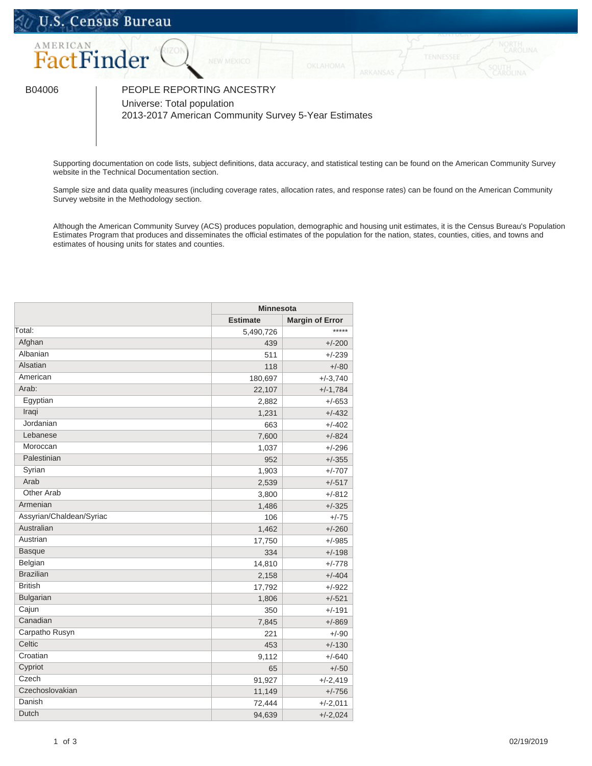B04006

PEOPLE REPORTING ANCESTRY

Universe: Total population

2013-2017 American Community Survey 5-Year Estimates

Supporting documentation on code lists, subject definitions, data accuracy, and statistical testing can be found on the American Community Survey website in the Technical Documentation section.

Sample size and data quality measures (including coverage rates, allocation rates, and response rates) can be found on the American Community Survey website in the Methodology section.

Although the American Community Survey (ACS) produces population, demographic and housing unit estimates, it is the Census Bureau's Population Estimates Program that produces and disseminates the official estimates of the population for the nation, states, counties, cities, and towns and estimates of housing units for states and counties.

| | Minnesota | |
|---|---|---|
| | Estimate | Margin of Error |
| Total: | 5,490,726 | ***** |
| Afghan | 439 | +/-200 |
| Albanian | 511 | +/-239 |
| Alsatian | 118 | +/-80 |
| American | 180,697 | +/-3,740 |
| Arab: | 22,107 | +/-1,784 |
| Egyptian | 2,882 | +/-653 |
| Iraqi | 1,231 | +/-432 |
| Jordanian | 663 | +/-402 |
| Lebanese | 7,600 | +/-824 |
| Moroccan | 1,037 | +/-296 |
| Palestinian | 952 | +/-355 |
| Syrian | 1,903 | +/-707 |
| Arab | 2,539 | +/-517 |
| Other Arab | 3,800 | +/-812 |
| Armenian | 1,486 | +/-325 |
| Assyrian/Chaldean/Syriac | 106 | +/-75 |
| Australian | 1,462 | +/-260 |
| Austrian | 17,750 | +/-985 |
| Basque | 334 | +/-198 |
| Belgian | 14,810 | +/-778 |
| Brazilian | 2,158 | +/-404 |
| British | 17,792 | +/-922 |
| Bulgarian | 1,806 | +/-521 |
| Cajun | 350 | +/-191 |
| Canadian | 7,845 | +/-869 |
| Carpatho Rusyn | 221 | +/-90 |
| Celtic | 453 | +/-130 |
| Croatian | 9,112 | +/-640 |
| Cypriot | 65 | +/-50 |
| Czech | 91,927 | +/-2,419 |
| Czechoslovakian | 11,149 | +/-756 |
| Danish | 72,444 | +/-2,011 |
| Dutch | 94,639 | +/-2,024 |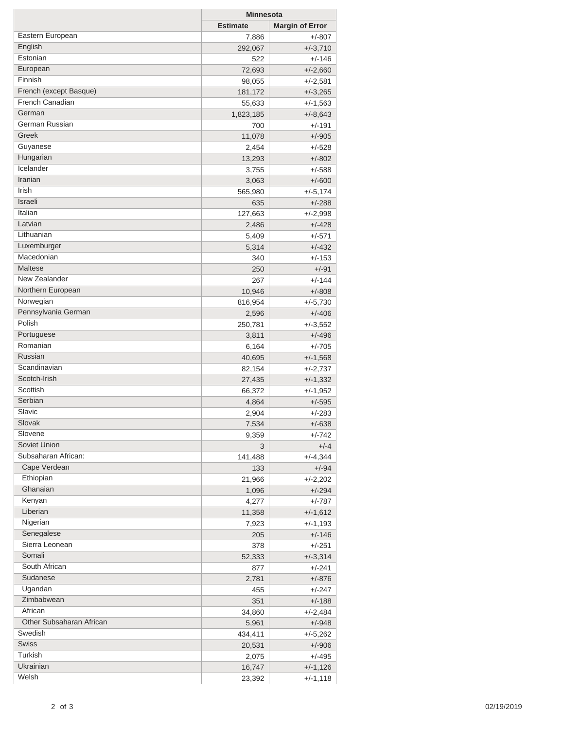| | Minnesota | |
|---|---|---|
| | Estimate | Margin of Error |
| Eastern European | 7,886 | +/-807 |
| English | 292,067 | +/-3,710 |
| Estonian | 522 | +/-146 |
| European | 72,693 | +/-2,660 |
| Finnish | 98,055 | +/-2,581 |
| French (except Basque) | 181,172 | +/-3,265 |
| French Canadian | 55,633 | +/-1,563 |
| German | 1,823,185 | +/-8,643 |
| German Russian | 700 | +/-191 |
| Greek | 11,078 | +/-905 |
| Guyanese | 2,454 | +/-528 |
| Hungarian | 13,293 | +/-802 |
| Icelander | 3,755 | +/-588 |
| Iranian | 3,063 | +/-600 |
| Irish | 565,980 | +/-5,174 |
| Israeli | 635 | +/-288 |
| Italian | 127,663 | +/-2,998 |
| Latvian | 2,486 | +/-428 |
| Lithuanian | 5,409 | +/-571 |
| Luxemburger | 5,314 | +/-432 |
| Macedonian | 340 | +/-153 |
| Maltese | 250 | +/-91 |
| New Zealander | 267 | +/-144 |
| Northern European | 10,946 | +/-808 |
| Norwegian | 816,954 | +/-5,730 |
| Pennsylvania German | 2,596 | +/-406 |
| Polish | 250,781 | +/-3,552 |
| Portuguese | 3,811 | +/-496 |
| Romanian | 6,164 | +/-705 |
| Russian | 40,695 | +/-1,568 |
| Scandinavian | 82,154 | +/-2,737 |
| Scotch-Irish | 27,435 | +/-1,332 |
| Scottish | 66,372 | +/-1,952 |
| Serbian | 4,864 | +/-595 |
| Slavic | 2,904 | +/-283 |
| Slovak | 7,534 | +/-638 |
| Slovene | 9,359 | +/-742 |
| Soviet Union | 3 | +/-4 |
| Subsaharan African: | 141,488 | +/-4,344 |
| Cape Verdean | 133 | +/-94 |
| Ethiopian | 21,966 | +/-2,202 |
| Ghanaian | 1,096 | +/-294 |
| Kenyan | 4,277 | +/-787 |
| Liberian | 11,358 | +/-1,612 |
| Nigerian | 7,923 | +/-1,193 |
| Senegalese | 205 | +/-146 |
| Sierra Leonean | 378 | +/-251 |
| Somali | 52,333 | +/-3,314 |
| South African | 877 | +/-241 |
| Sudanese | 2,781 | +/-876 |
| Ugandan | 455 | +/-247 |
| Zimbabwean | 351 | +/-188 |
| African | 34,860 | +/-2,484 |
| Other Subsaharan African | 5,961 | +/-948 |
| Swedish | 434,411 | +/-5,262 |
| Swiss | 20,531 | +/-906 |
| Turkish | 2,075 | +/-495 |
| Ukrainian | 16,747 | +/-1,126 |
| Welsh | 23,392 | +/-1,118 |

02/19/2019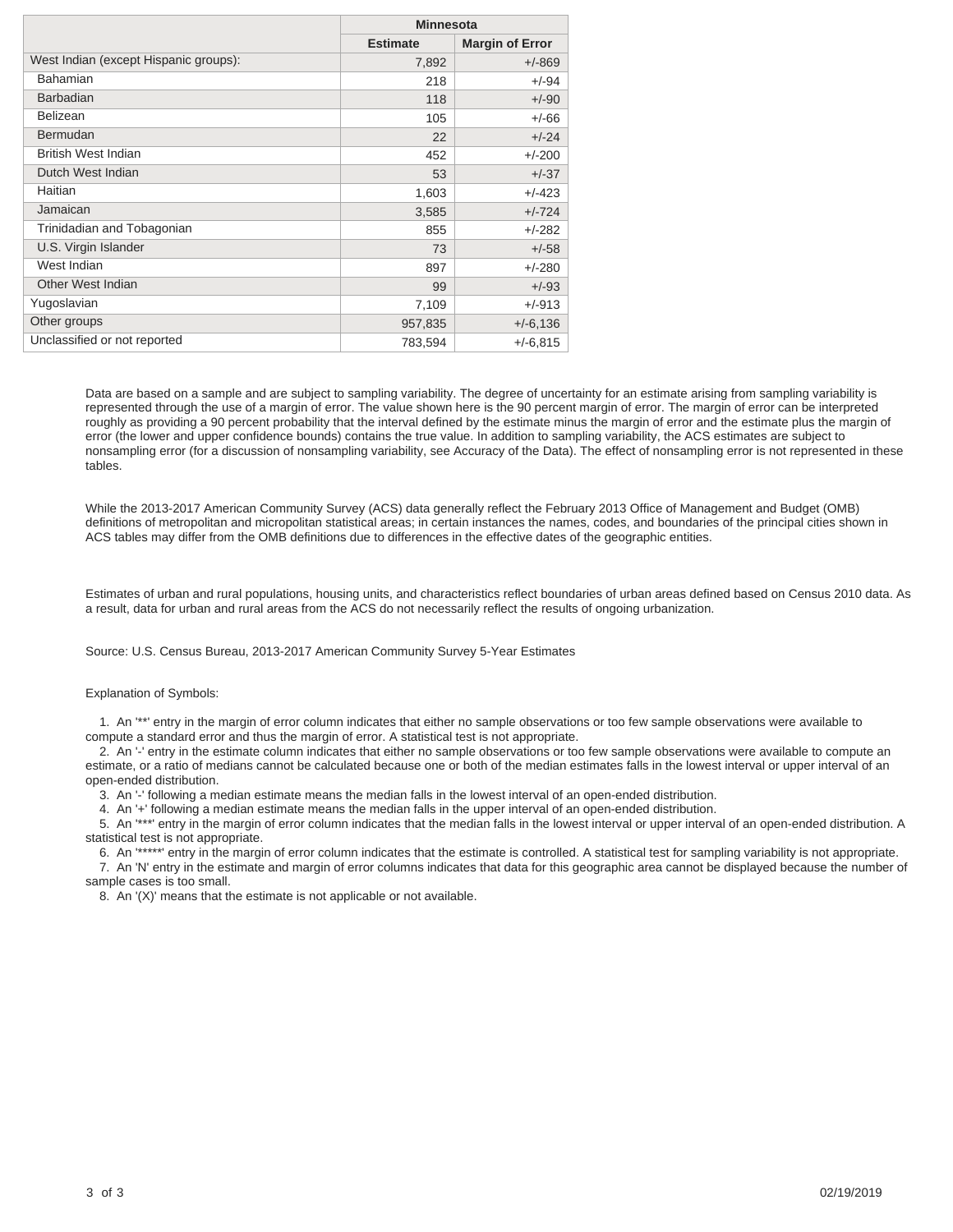| | Minnesota | |
|---|---|---|
| | Estimate | Margin of Error |
| West Indian (except Hispanic groups): | 7,892 | +/-869 |
| Bahamian | 218 | +/-94 |
| Barbadian | 118 | +/-90 |
| Belizean | 105 | +/-66 |
| Bermudan | 22 | +/-24 |
| British West Indian | 452 | +/-200 |
| Dutch West Indian | 53 | +/-37 |
| Haitian | 1,603 | +/-423 |
| Jamaican | 3,585 | +/-724 |
| Trinidadian and Tobagonian | 855 | +/-282 |
| U.S. Virgin Islander | 73 | +/-58 |
| West Indian | 897 | +/-280 |
| Other West Indian | 99 | +/-93 |
| Yugoslavian | 7,109 | +/-913 |
| Other groups | 957,835 | +/-6,136 |
| Unclassified or not reported | 783,594 | +/-6,815 |

Data are based on a sample and are subject to sampling variability. The degree of uncertainty for an estimate arising from sampling variability is represented through the use of a margin of error. The value shown here is the 90 percent margin of error. The margin of error can be interpreted roughly as providing a 90 percent probability that the interval defined by the estimate minus the margin of error and the estimate plus the margin of error (the lower and upper confidence bounds) contains the true value. In addition to sampling variability, the ACS estimates are subject to nonsampling error (for a discussion of nonsampling variability, see Accuracy of the Data). The effect of nonsampling error is not represented in these tables.

While the 2013-2017 American Community Survey (ACS) data generally reflect the February 2013 Office of Management and Budget (OMB) definitions of metropolitan and micropolitan statistical areas; in certain instances the names, codes, and boundaries of the principal cities shown in ACS tables may differ from the OMB definitions due to differences in the effective dates of the geographic entities.

Estimates of urban and rural populations, housing units, and characteristics reflect boundaries of urban areas defined based on Census 2010 data. As a result, data for urban and rural areas from the ACS do not necessarily reflect the results of ongoing urbanization.

Source: U.S. Census Bureau, 2013-2017 American Community Survey 5-Year Estimates

Explanation of Symbols:

1. An '**' entry in the margin of error column indicates that either no sample observations or too few sample observations were available to compute a standard error and thus the margin of error. A statistical test is not appropriate.
2. An '-' entry in the estimate column indicates that either no sample observations or too few sample observations were available to compute an estimate, or a ratio of medians cannot be calculated because one or both of the median estimates falls in the lowest interval or upper interval of an open-ended distribution.
3. An '-' following a median estimate means the median falls in the lowest interval of an open-ended distribution.
4. An '+' following a median estimate means the median falls in the upper interval of an open-ended distribution.
5. An '***' entry in the margin of error column indicates that the median falls in the lowest interval or upper interval of an open-ended distribution. A statistical test is not appropriate.
6. An '*****' entry in the margin of error column indicates that the estimate is controlled. A statistical test for sampling variability is not appropriate.
7. An 'N' entry in the estimate and margin of error columns indicates that data for this geographic area cannot be displayed because the number of sample cases is too small.
8. An '(X)' means that the estimate is not applicable or not available.